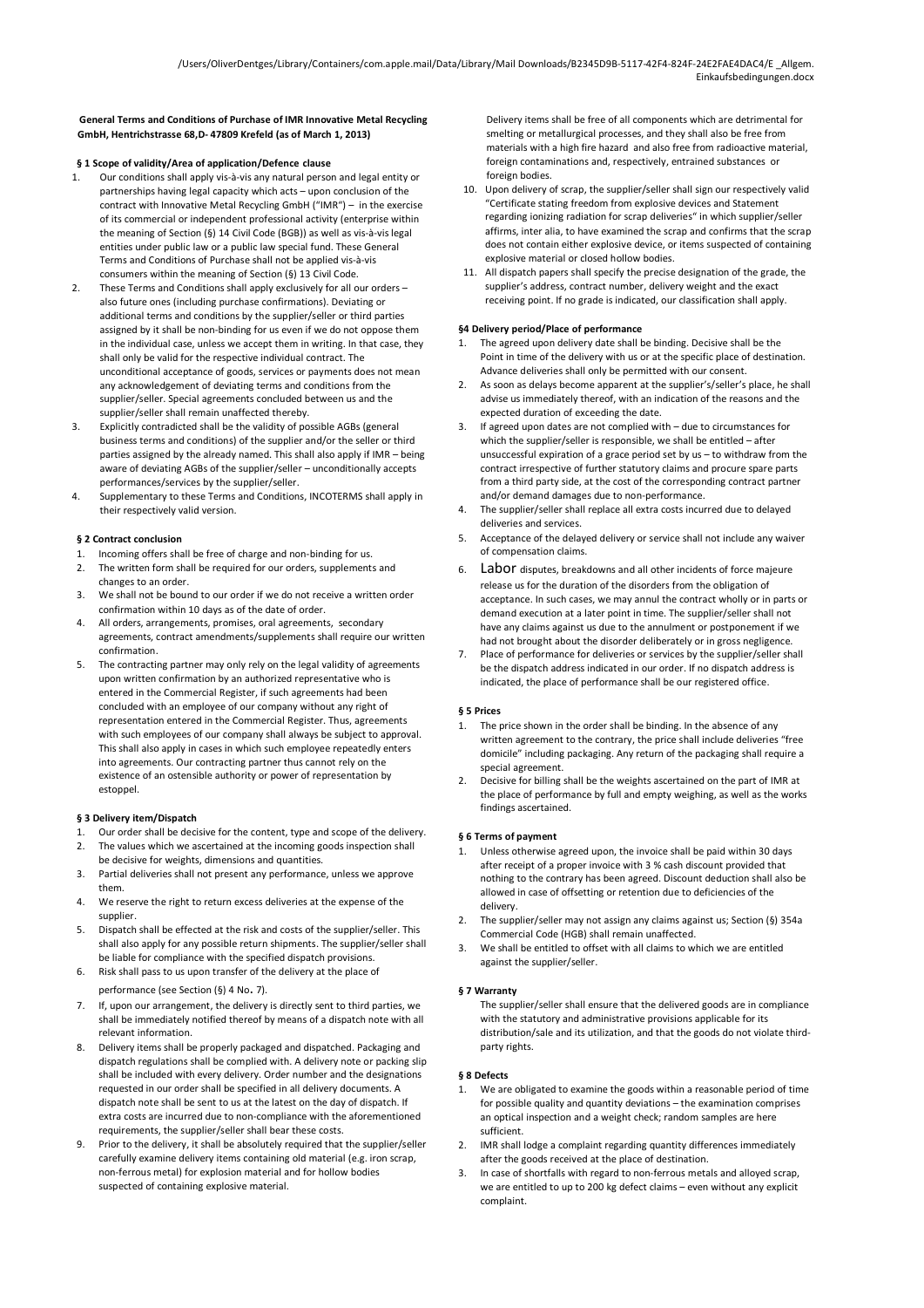**General Terms and Conditions of Purchase of IMR Innovative Metal Recycling GmbH, Hentrichstrasse 68,D- 47809 Krefeld (as of March 1, 2013)**

**§ 1 Scope of validity/Area of application/Defence clause**

1. Our conditions shall apply vis-à-vis any natural person and legal entity or partnerships having legal capacity which acts – upon conclusion of the contract with Innovative Metal Recycling GmbH ("IMR") – in the exercise of its commercial or independent professional activity (enterprise within the meaning of Section (§) 14 Civil Code (BGB)) as well as vis-à-vis legal entities under public law or a public law special fund. These General Terms and Conditions of Purchase shall not be applied vis-à-vis consumers within the meaning of Section (§) 13 Civil Code.
2. These Terms and Conditions shall apply exclusively for all our orders – also future ones (including purchase confirmations). Deviating or additional terms and conditions by the supplier/seller or third parties assigned by it shall be non-binding for us even if we do not oppose them in the individual case, unless we accept them in writing. In that case, they shall only be valid for the respective individual contract. The unconditional acceptance of goods, services or payments does not mean any acknowledgement of deviating terms and conditions from the supplier/seller. Special agreements concluded between us and the supplier/seller shall remain unaffected thereby.
3. Explicitly contradicted shall be the validity of possible AGBs (general business terms and conditions) of the supplier and/or the seller or third parties assigned by the already named. This shall also apply if IMR – being aware of deviating AGBs of the supplier/seller – unconditionally accepts performances/services by the supplier/seller.
4. Supplementary to these Terms and Conditions, INCOTERMS shall apply in their respectively valid version.

**§ 2 Contract conclusion**

1. Incoming offers shall be free of charge and non-binding for us.
2. The written form shall be required for our orders, supplements and changes to an order.
3. We shall not be bound to our order if we do not receive a written order confirmation within 10 days as of the date of order.
4. All orders, arrangements, promises, oral agreements, secondary agreements, contract amendments/supplements shall require our written confirmation.
5. The contracting partner may only rely on the legal validity of agreements upon written confirmation by an authorized representative who is entered in the Commercial Register, if such agreements had been concluded with an employee of our company without any right of representation entered in the Commercial Register. Thus, agreements with such employees of our company shall always be subject to approval. This shall also apply in cases in which such employee repeatedly enters into agreements. Our contracting partner thus cannot rely on the existence of an ostensible authority or power of representation by estoppel.

**§ 3 Delivery item/Dispatch**

1. Our order shall be decisive for the content, type and scope of the delivery.
2. The values which we ascertained at the incoming goods inspection shall be decisive for weights, dimensions and quantities.
3. Partial deliveries shall not present any performance, unless we approve them.
4. We reserve the right to return excess deliveries at the expense of the supplier.
5. Dispatch shall be effected at the risk and costs of the supplier/seller. This shall also apply for any possible return shipments. The supplier/seller shall be liable for compliance with the specified dispatch provisions.
6. Risk shall pass to us upon transfer of the delivery at the place of performance (see Section (§) 4 No. 7).
7. If, upon our arrangement, the delivery is directly sent to third parties, we shall be immediately notified thereof by means of a dispatch note with all relevant information.
8. Delivery items shall be properly packaged and dispatched. Packaging and dispatch regulations shall be complied with. A delivery note or packing slip shall be included with every delivery. Order number and the designations requested in our order shall be specified in all delivery documents. A dispatch note shall be sent to us at the latest on the day of dispatch. If extra costs are incurred due to non-compliance with the aforementioned requirements, the supplier/seller shall bear these costs.
9. Prior to the delivery, it shall be absolutely required that the supplier/seller carefully examine delivery items containing old material (e.g. iron scrap, non-ferrous metal) for explosion material and for hollow bodies suspected of containing explosive material.

   Delivery items shall be free of all components which are detrimental for smelting or metallurgical processes, and they shall also be free from materials with a high fire hazard and also free from radioactive material, foreign contaminations and, respectively, entrained substances or foreign bodies.
10. Upon delivery of scrap, the supplier/seller shall sign our respectively valid "Certificate stating freedom from explosive devices and Statement regarding ionizing radiation for scrap deliveries" in which supplier/seller affirms, inter alia, to have examined the scrap and confirms that the scrap does not contain either explosive device, or items suspected of containing explosive material or closed hollow bodies.
11. All dispatch papers shall specify the precise designation of the grade, the supplier's address, contract number, delivery weight and the exact receiving point. If no grade is indicated, our classification shall apply.

**§4 Delivery period/Place of performance**

1. The agreed upon delivery date shall be binding. Decisive shall be the Point in time of the delivery with us or at the specific place of destination. Advance deliveries shall only be permitted with our consent.
2. As soon as delays become apparent at the supplier's/seller's place, he shall advise us immediately thereof, with an indication of the reasons and the expected duration of exceeding the date.
3. If agreed upon dates are not complied with – due to circumstances for which the supplier/seller is responsible, we shall be entitled – after unsuccessful expiration of a grace period set by us – to withdraw from the contract irrespective of further statutory claims and procure spare parts from a third party side, at the cost of the corresponding contract partner and/or demand damages due to non-performance.
4. The supplier/seller shall replace all extra costs incurred due to delayed deliveries and services.
5. Acceptance of the delayed delivery or service shall not include any waiver of compensation claims.
6. Labor disputes, breakdowns and all other incidents of force majeure release us for the duration of the disorders from the obligation of acceptance. In such cases, we may annul the contract wholly or in parts or demand execution at a later point in time. The supplier/seller shall not have any claims against us due to the annulment or postponement if we had not brought about the disorder deliberately or in gross negligence.
7. Place of performance for deliveries or services by the supplier/seller shall be the dispatch address indicated in our order. If no dispatch address is indicated, the place of performance shall be our registered office.

**§ 5 Prices**

1. The price shown in the order shall be binding. In the absence of any written agreement to the contrary, the price shall include deliveries "free domicile" including packaging. Any return of the packaging shall require a special agreement.
2. Decisive for billing shall be the weights ascertained on the part of IMR at the place of performance by full and empty weighing, as well as the works findings ascertained.

**§ 6 Terms of payment**

1. Unless otherwise agreed upon, the invoice shall be paid within 30 days after receipt of a proper invoice with 3 % cash discount provided that nothing to the contrary has been agreed. Discount deduction shall also be allowed in case of offsetting or retention due to deficiencies of the delivery.
2. The supplier/seller may not assign any claims against us; Section (§) 354a Commercial Code (HGB) shall remain unaffected.
3. We shall be entitled to offset with all claims to which we are entitled against the supplier/seller.

**§ 7 Warranty**

The supplier/seller shall ensure that the delivered goods are in compliance with the statutory and administrative provisions applicable for its distribution/sale and its utilization, and that the goods do not violate third-party rights.

**§ 8 Defects**

1. We are obligated to examine the goods within a reasonable period of time for possible quality and quantity deviations – the examination comprises an optical inspection and a weight check; random samples are here sufficient.
2. IMR shall lodge a complaint regarding quantity differences immediately after the goods received at the place of destination.
3. In case of shortfalls with regard to non-ferrous metals and alloyed scrap, we are entitled to up to 200 kg defect claims – even without any explicit complaint.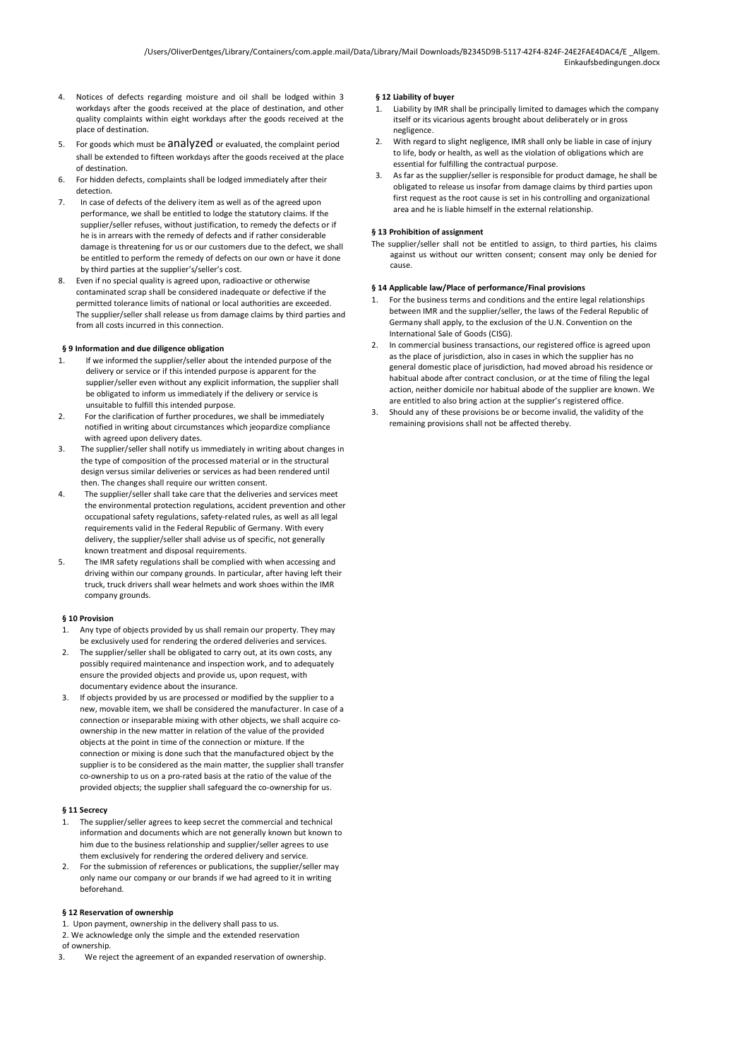4. Notices of defects regarding moisture and oil shall be lodged within 3 workdays after the goods received at the place of destination, and other quality complaints within eight workdays after the goods received at the place of destination.
5. For goods which must be analyzed or evaluated, the complaint period shall be extended to fifteen workdays after the goods received at the place of destination.
6. For hidden defects, complaints shall be lodged immediately after their detection.
7. In case of defects of the delivery item as well as of the agreed upon performance, we shall be entitled to lodge the statutory claims. If the supplier/seller refuses, without justification, to remedy the defects or if he is in arrears with the remedy of defects and if rather considerable damage is threatening for us or our customers due to the defect, we shall be entitled to perform the remedy of defects on our own or have it done by third parties at the supplier's/seller's cost.
8. Even if no special quality is agreed upon, radioactive or otherwise contaminated scrap shall be considered inadequate or defective if the permitted tolerance limits of national or local authorities are exceeded. The supplier/seller shall release us from damage claims by third parties and from all costs incurred in this connection.

#### § 9 Information and due diligence obligation

1. If we informed the supplier/seller about the intended purpose of the delivery or service or if this intended purpose is apparent for the supplier/seller even without any explicit information, the supplier shall be obligated to inform us immediately if the delivery or service is unsuitable to fulfill this intended purpose.
2. For the clarification of further procedures, we shall be immediately notified in writing about circumstances which jeopardize compliance with agreed upon delivery dates.
3. The supplier/seller shall notify us immediately in writing about changes in the type of composition of the processed material or in the structural design versus similar deliveries or services as had been rendered until then. The changes shall require our written consent.
4. The supplier/seller shall take care that the deliveries and services meet the environmental protection regulations, accident prevention and other occupational safety regulations, safety-related rules, as well as all legal requirements valid in the Federal Republic of Germany. With every delivery, the supplier/seller shall advise us of specific, not generally known treatment and disposal requirements.
5. The IMR safety regulations shall be complied with when accessing and driving within our company grounds. In particular, after having left their truck, truck drivers shall wear helmets and work shoes within the IMR company grounds.

#### § 10 Provision

1. Any type of objects provided by us shall remain our property. They may be exclusively used for rendering the ordered deliveries and services.
2. The supplier/seller shall be obligated to carry out, at its own costs, any possibly required maintenance and inspection work, and to adequately ensure the provided objects and provide us, upon request, with documentary evidence about the insurance.
3. If objects provided by us are processed or modified by the supplier to a new, movable item, we shall be considered the manufacturer. In case of a connection or inseparable mixing with other objects, we shall acquire co-ownership in the new matter in relation of the value of the provided objects at the point in time of the connection or mixture. If the connection or mixing is done such that the manufactured object by the supplier is to be considered as the main matter, the supplier shall transfer co-ownership to us on a pro-rated basis at the ratio of the value of the provided objects; the supplier shall safeguard the co-ownership for us.

#### § 11 Secrecy

1. The supplier/seller agrees to keep secret the commercial and technical information and documents which are not generally known but known to him due to the business relationship and supplier/seller agrees to use them exclusively for rendering the ordered delivery and service.
2. For the submission of references or publications, the supplier/seller may only name our company or our brands if we had agreed to it in writing beforehand.

#### § 12 Reservation of ownership

1. Upon payment, ownership in the delivery shall pass to us.
2. We acknowledge only the simple and the extended reservation of ownership.
3. We reject the agreement of an expanded reservation of ownership.

#### § 12 Liability of buyer

1. Liability by IMR shall be principally limited to damages which the company itself or its vicarious agents brought about deliberately or in gross negligence.
2. With regard to slight negligence, IMR shall only be liable in case of injury to life, body or health, as well as the violation of obligations which are essential for fulfilling the contractual purpose.
3. As far as the supplier/seller is responsible for product damage, he shall be obligated to release us insofar from damage claims by third parties upon first request as the root cause is set in his controlling and organizational area and he is liable himself in the external relationship.

#### § 13 Prohibition of assignment

The supplier/seller shall not be entitled to assign, to third parties, his claims against us without our written consent; consent may only be denied for cause.

#### § 14 Applicable law/Place of performance/Final provisions

1. For the business terms and conditions and the entire legal relationships between IMR and the supplier/seller, the laws of the Federal Republic of Germany shall apply, to the exclusion of the U.N. Convention on the International Sale of Goods (CISG).
2. In commercial business transactions, our registered office is agreed upon as the place of jurisdiction, also in cases in which the supplier has no general domestic place of jurisdiction, had moved abroad his residence or habitual abode after contract conclusion, or at the time of filing the legal action, neither domicile nor habitual abode of the supplier are known. We are entitled to also bring action at the supplier's registered office.
3. Should any of these provisions be or become invalid, the validity of the remaining provisions shall not be affected thereby.